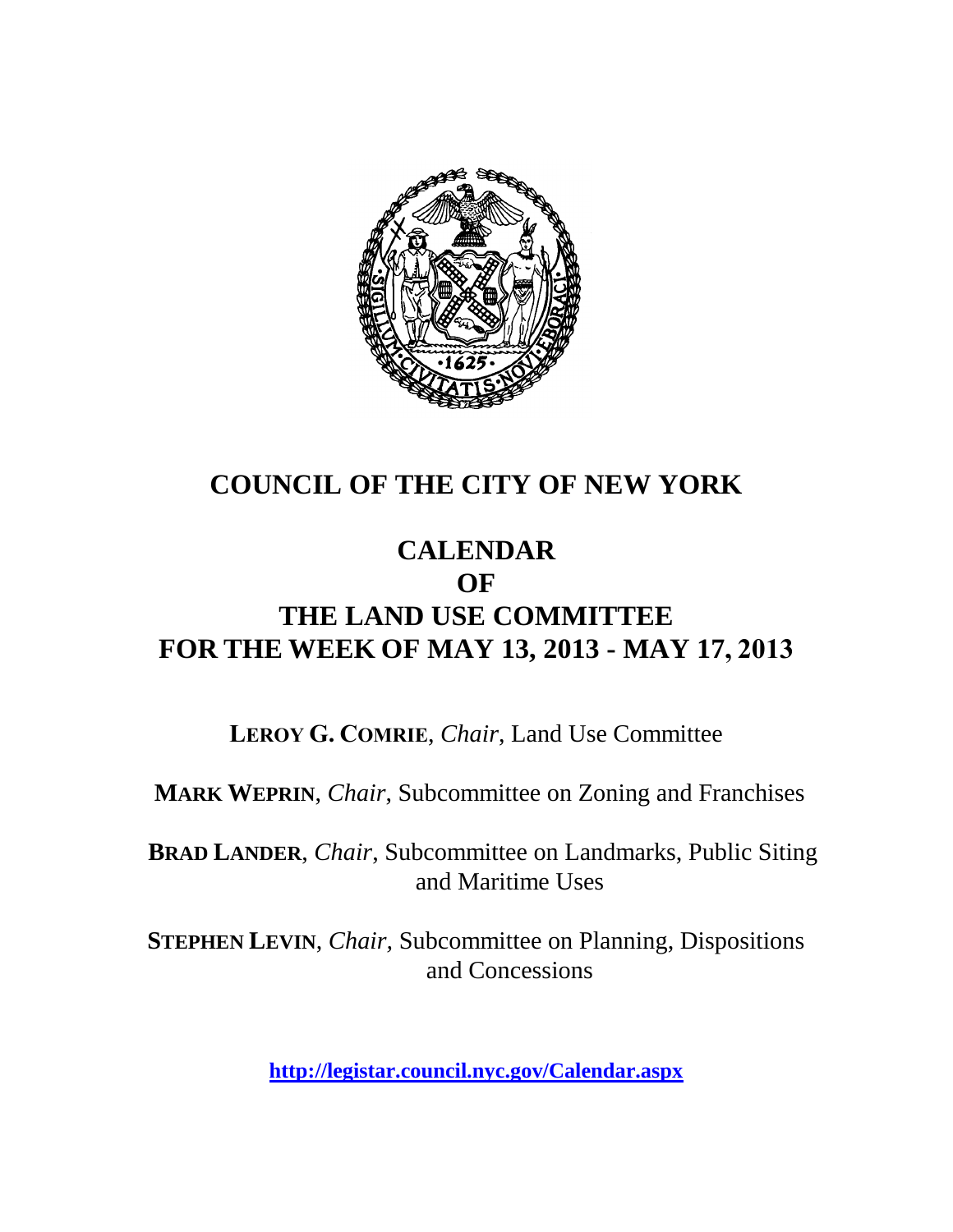# COUNCIL OF THE CITY OF NEW YORK

# CALENDAR
# OF
# THE LAND USE COMMITTEE
# FOR THE WEEK OF MAY 13, 2013 - MAY 17, 2013

**LEROY G. COMRIE**, *Chair*, Land Use Committee

**MARK WEPRIN**, *Chair*, Subcommittee on Zoning and Franchises

**BRAD LANDER**, *Chair*, Subcommittee on Landmarks, Public Siting and Maritime Uses

**STEPHEN LEVIN**, *Chair*, Subcommittee on Planning, Dispositions and Concessions

**http://legistar.council.nyc.gov/Calendar.aspx**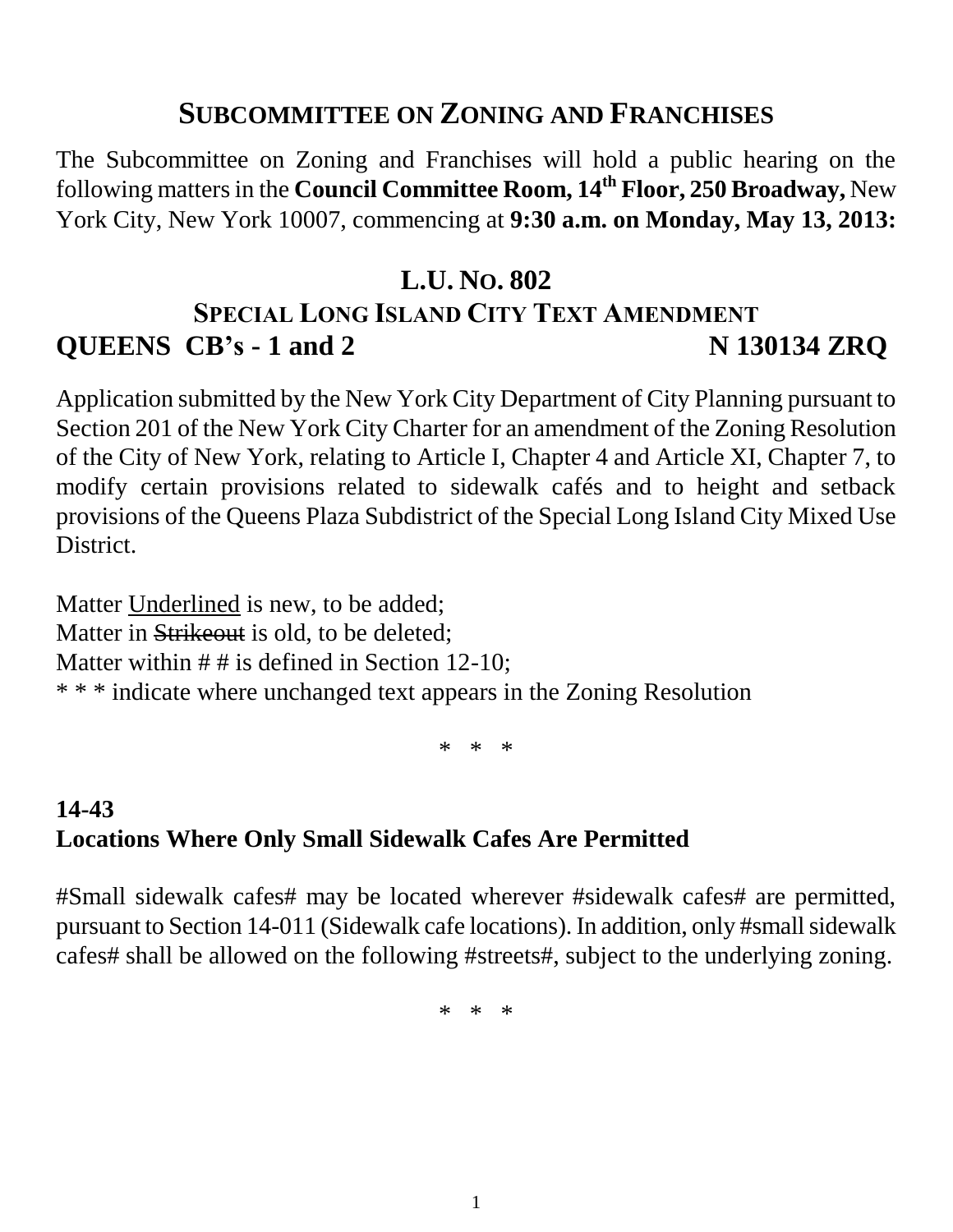## SUBCOMMITTEE ON ZONING AND FRANCHISES

The Subcommittee on Zoning and Franchises will hold a public hearing on the following matters in the **Council Committee Room, 14th Floor, 250 Broadway,** New York City, New York 10007, commencing at **9:30 a.m. on Monday, May 13, 2013:**

## L.U. NO. 802

### SPECIAL LONG ISLAND CITY TEXT AMENDMENT

**QUEENS CB's - 1 and 2** **N 130134 ZRQ**

Application submitted by the New York City Department of City Planning pursuant to Section 201 of the New York City Charter for an amendment of the Zoning Resolution of the City of New York, relating to Article I, Chapter 4 and Article XI, Chapter 7, to modify certain provisions related to sidewalk cafés and to height and setback provisions of the Queens Plaza Subdistrict of the Special Long Island City Mixed Use District.

Matter <u>Underlined</u> is new, to be added;
Matter in ~~Strikeout~~ is old, to be deleted;
Matter within # # is defined in Section 12-10;
* * * indicate where unchanged text appears in the Zoning Resolution

\* \* \*

**14-43**
**Locations Where Only Small Sidewalk Cafes Are Permitted**

#Small sidewalk cafes# may be located wherever #sidewalk cafes# are permitted, pursuant to Section 14-011 (Sidewalk cafe locations). In addition, only #small sidewalk cafes# shall be allowed on the following #streets#, subject to the underlying zoning.

\* \* \*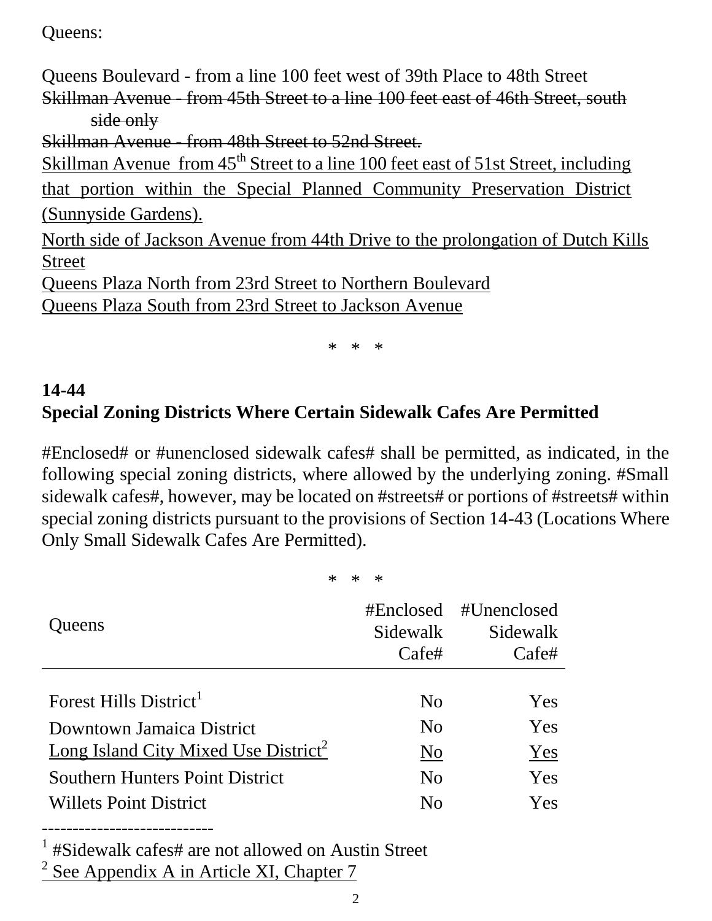Queens:

Queens Boulevard - from a line 100 feet west of 39th Place to 48th Street

~~Skillman Avenue - from 45th Street to a line 100 feet east of 46th Street, south side only~~

~~Skillman Avenue - from 48th Street to 52nd Street.~~

<u>Skillman Avenue from 45th Street to a line 100 feet east of 51st Street, including that portion within the Special Planned Community Preservation District (Sunnyside Gardens).</u>

<u>North side of Jackson Avenue from 44th Drive to the prolongation of Dutch Kills Street</u>

<u>Queens Plaza North from 23rd Street to Northern Boulevard</u>

<u>Queens Plaza South from 23rd Street to Jackson Avenue</u>

\* \* \*

## 14-44
## Special Zoning Districts Where Certain Sidewalk Cafes Are Permitted

#Enclosed# or #unenclosed sidewalk cafes# shall be permitted, as indicated, in the following special zoning districts, where allowed by the underlying zoning. #Small sidewalk cafes#, however, may be located on #streets# or portions of #streets# within special zoning districts pursuant to the provisions of Section 14-43 (Locations Where Only Small Sidewalk Cafes Are Permitted).

\* \* \*

| Queens | #Enclosed Sidewalk Cafe# | #Unenclosed Sidewalk Cafe# |
|---|---|---|
| Forest Hills District[1] | No | Yes |
| Downtown Jamaica District | No | Yes |
| <u>Long Island City Mixed Use District[2]</u> | <u>No</u> | <u>Yes</u> |
| Southern Hunters Point District | No | Yes |
| Willets Point District | No | Yes |

---

[1] #Sidewalk cafes# are not allowed on Austin Street

<u>[2] See Appendix A in Article XI, Chapter 7</u>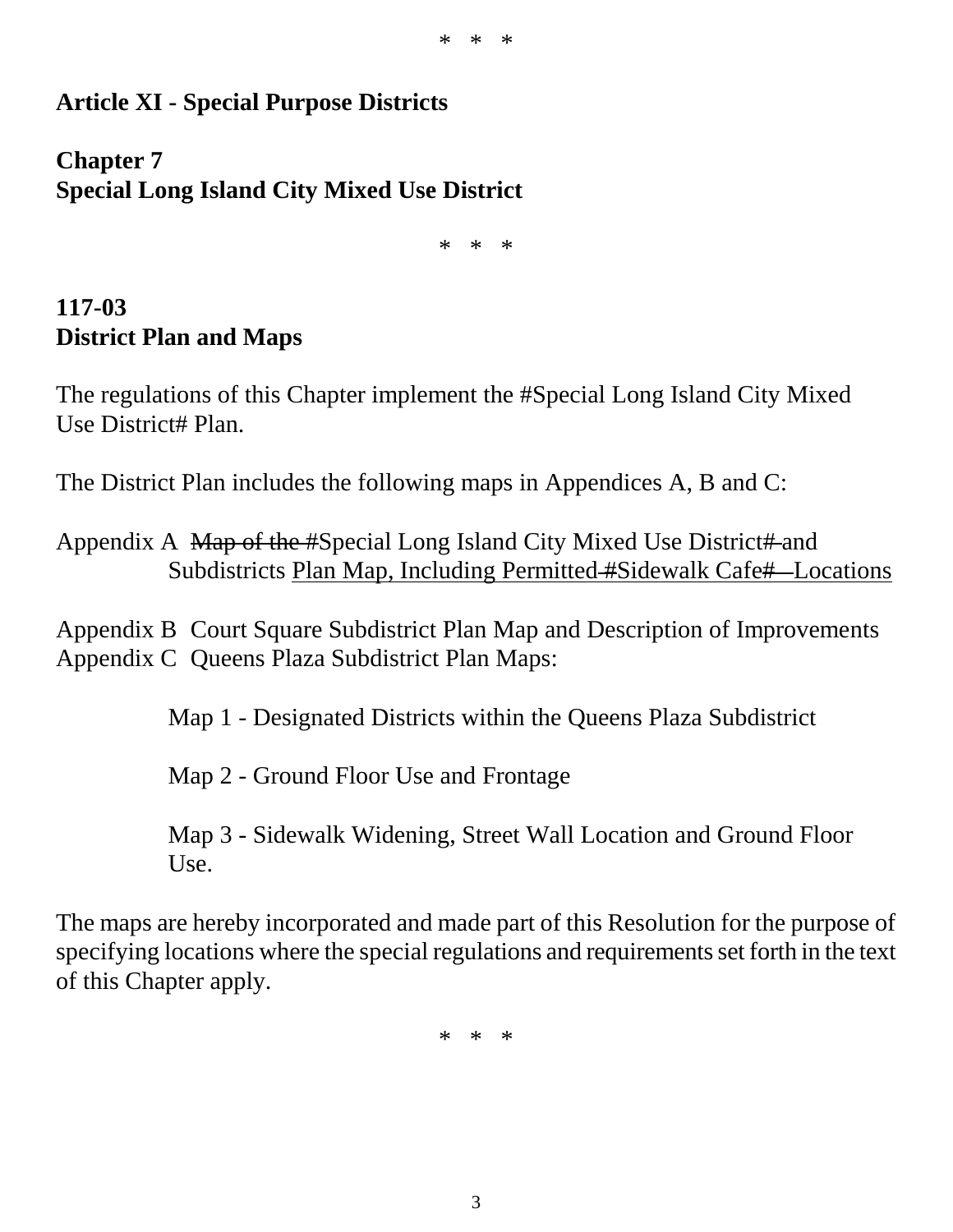\*   \*   \*

**Article XI - Special Purpose Districts**

**Chapter 7**
**Special Long Island City Mixed Use District**

\*   \*   \*

## 117-03
## District Plan and Maps

The regulations of this Chapter implement the #Special Long Island City Mixed Use District# Plan.

The District Plan includes the following maps in Appendices A, B and C:

Appendix A ~~Map of the~~ #Special Long Island City Mixed Use District~~#~~ and Subdistricts <u>Plan Map, Including Permitted</u> ~~#~~<u>Sidewalk Cafe</u>~~#~~ <u>Locations</u>

Appendix B Court Square Subdistrict Plan Map and Description of Improvements
Appendix C Queens Plaza Subdistrict Plan Maps:

Map 1 - Designated Districts within the Queens Plaza Subdistrict

Map 2 - Ground Floor Use and Frontage

Map 3 - Sidewalk Widening, Street Wall Location and Ground Floor Use.

The maps are hereby incorporated and made part of this Resolution for the purpose of specifying locations where the special regulations and requirements set forth in the text of this Chapter apply.

\*   \*   \*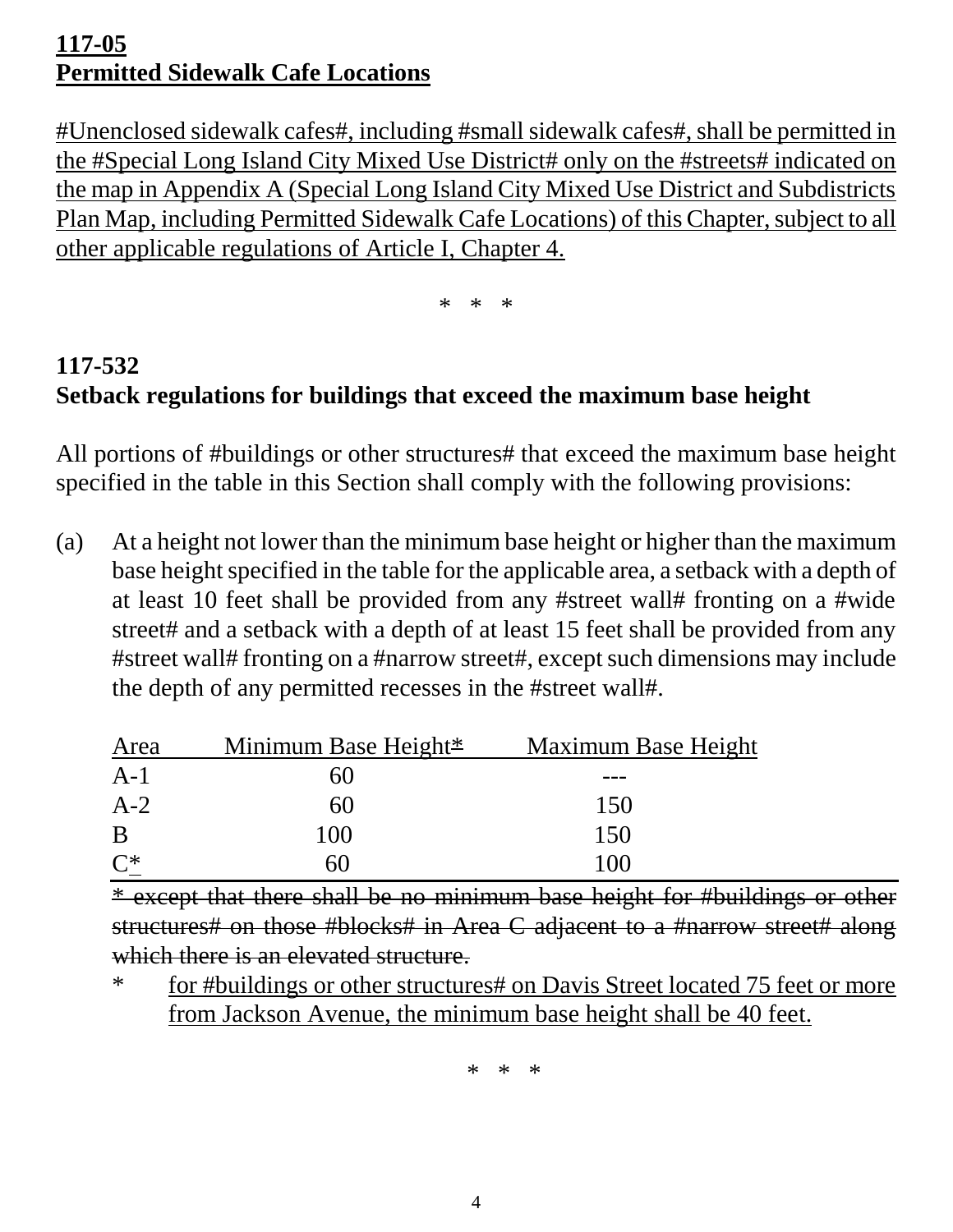**<u>117-05</u>**
**<u>Permitted Sidewalk Cafe Locations</u>**

<u>#Unenclosed sidewalk cafes#, including #small sidewalk cafes#, shall be permitted in the #Special Long Island City Mixed Use District# only on the #streets# indicated on the map in Appendix A (Special Long Island City Mixed Use District and Subdistricts Plan Map, including Permitted Sidewalk Cafe Locations) of this Chapter, subject to all other applicable regulations of Article I, Chapter 4.</u>

\* \* \*

**117-532**
**Setback regulations for buildings that exceed the maximum base height**

All portions of #buildings or other structures# that exceed the maximum base height specified in the table in this Section shall comply with the following provisions:

(a) At a height not lower than the minimum base height or higher than the maximum base height specified in the table for the applicable area, a setback with a depth of at least 10 feet shall be provided from any #street wall# fronting on a #wide street# and a setback with a depth of at least 15 feet shall be provided from any #street wall# fronting on a #narrow street#, except such dimensions may include the depth of any permitted recesses in the #street wall#.

| Area | Minimum Base Height* | Maximum Base Height |
|---|---|---|
| A-1 | 60 | --- |
| A-2 | 60 | 150 |
| B | 100 | 150 |
| C* | 60 | 100 |

~~* except that there shall be no minimum base height for #buildings or other structures# on those #blocks# in Area C adjacent to a #narrow street# along which there is an elevated structure.~~

\* <u>for #buildings or other structures# on Davis Street located 75 feet or more from Jackson Avenue, the minimum base height shall be 40 feet.</u>

\* \* \*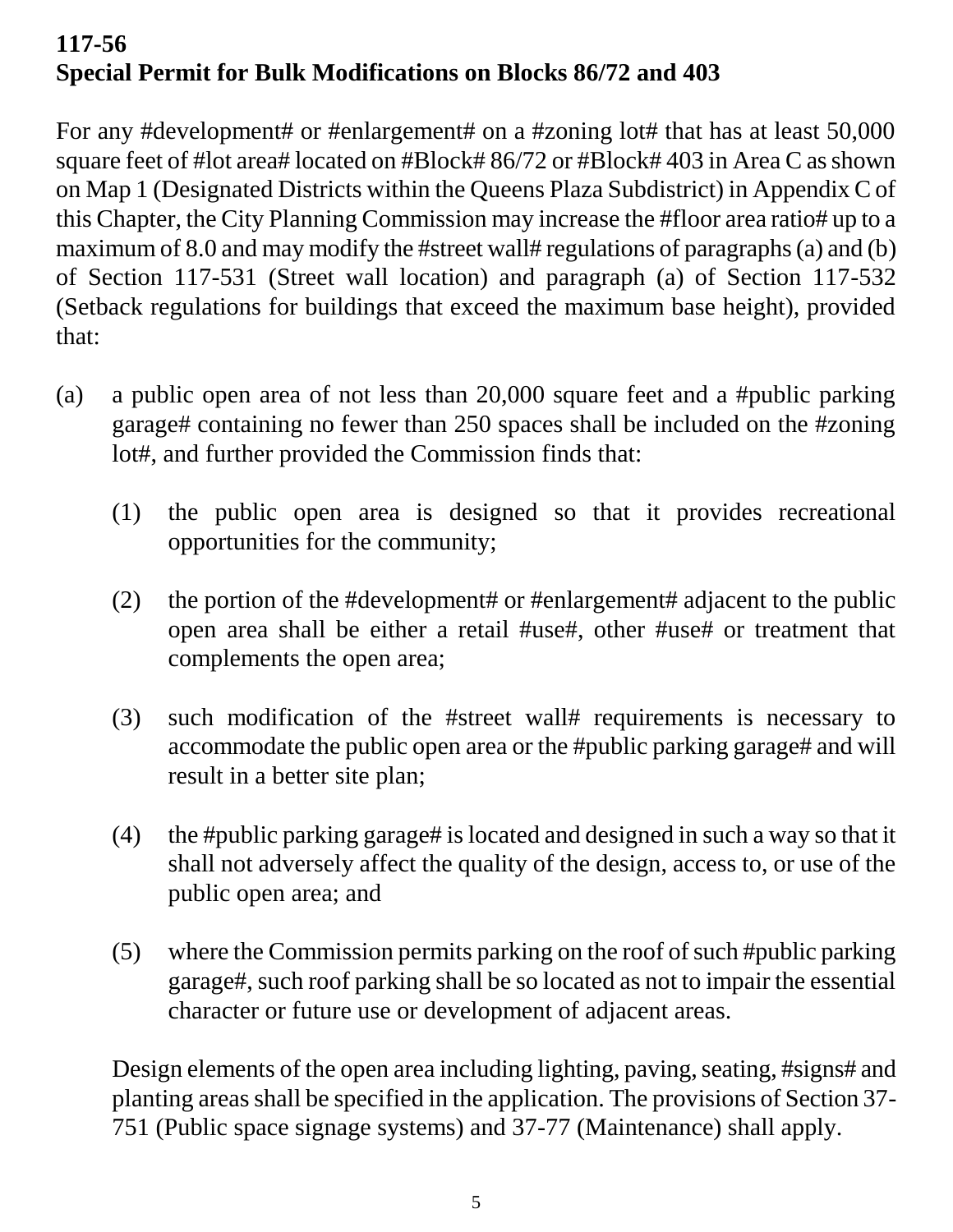**117-56**
**Special Permit for Bulk Modifications on Blocks 86/72 and 403**

For any #development# or #enlargement# on a #zoning lot# that has at least 50,000 square feet of #lot area# located on #Block# 86/72 or #Block# 403 in Area C as shown on Map 1 (Designated Districts within the Queens Plaza Subdistrict) in Appendix C of this Chapter, the City Planning Commission may increase the #floor area ratio# up to a maximum of 8.0 and may modify the #street wall# regulations of paragraphs (a) and (b) of Section 117-531 (Street wall location) and paragraph (a) of Section 117-532 (Setback regulations for buildings that exceed the maximum base height), provided that:

(a) a public open area of not less than 20,000 square feet and a #public parking garage# containing no fewer than 250 spaces shall be included on the #zoning lot#, and further provided the Commission finds that:

   (1) the public open area is designed so that it provides recreational opportunities for the community;

   (2) the portion of the #development# or #enlargement# adjacent to the public open area shall be either a retail #use#, other #use# or treatment that complements the open area;

   (3) such modification of the #street wall# requirements is necessary to accommodate the public open area or the #public parking garage# and will result in a better site plan;

   (4) the #public parking garage# is located and designed in such a way so that it shall not adversely affect the quality of the design, access to, or use of the public open area; and

   (5) where the Commission permits parking on the roof of such #public parking garage#, such roof parking shall be so located as not to impair the essential character or future use or development of adjacent areas.

   Design elements of the open area including lighting, paving, seating, #signs# and planting areas shall be specified in the application. The provisions of Section 37-751 (Public space signage systems) and 37-77 (Maintenance) shall apply.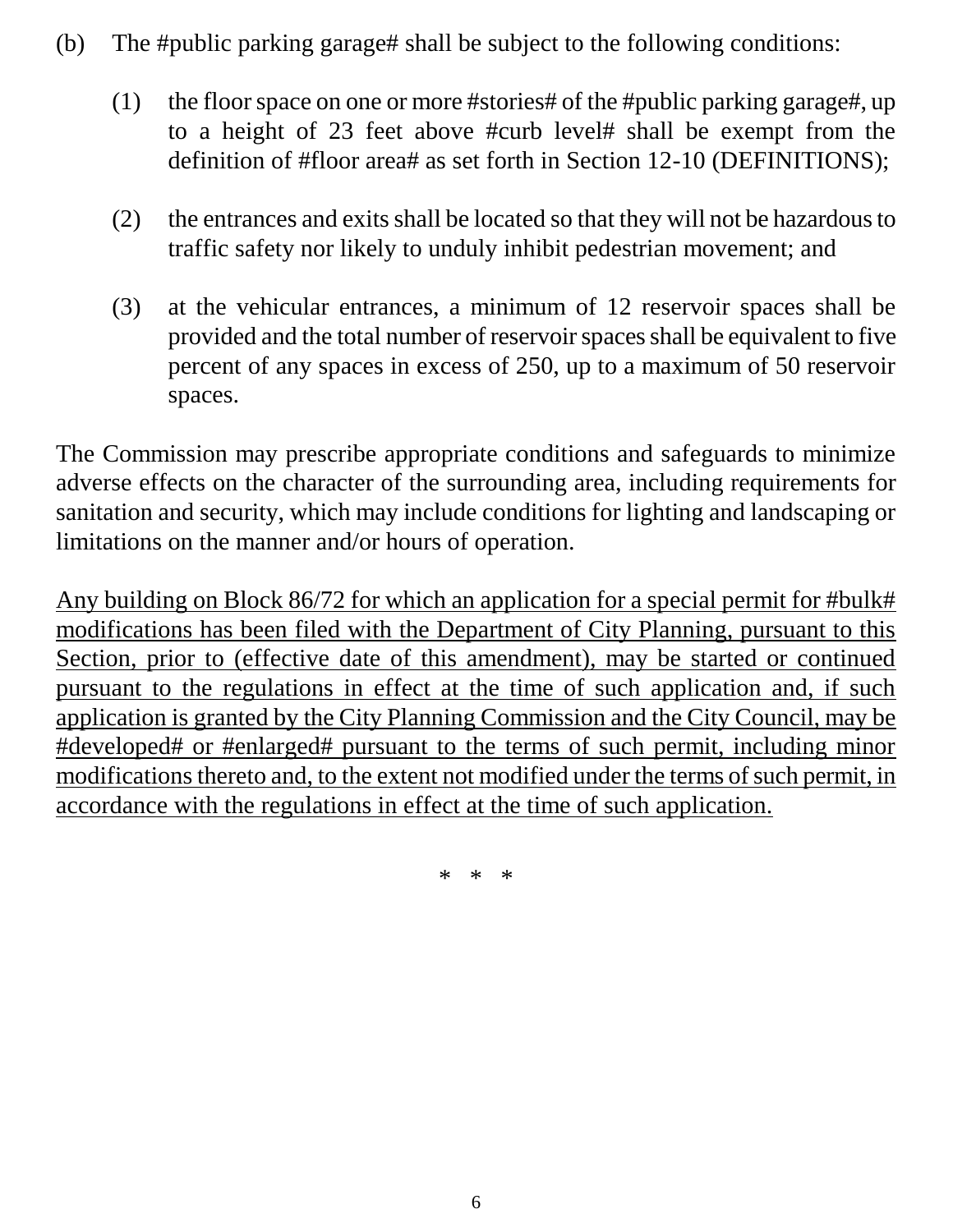(b) The #public parking garage# shall be subject to the following conditions:

> (1) the floor space on one or more #stories# of the #public parking garage#, up to a height of 23 feet above #curb level# shall be exempt from the definition of #floor area# as set forth in Section 12-10 (DEFINITIONS);
>
> (2) the entrances and exits shall be located so that they will not be hazardous to traffic safety nor likely to unduly inhibit pedestrian movement; and
>
> (3) at the vehicular entrances, a minimum of 12 reservoir spaces shall be provided and the total number of reservoir spaces shall be equivalent to five percent of any spaces in excess of 250, up to a maximum of 50 reservoir spaces.

The Commission may prescribe appropriate conditions and safeguards to minimize adverse effects on the character of the surrounding area, including requirements for sanitation and security, which may include conditions for lighting and landscaping or limitations on the manner and/or hours of operation.

<u>Any building on Block 86/72 for which an application for a special permit for #bulk# modifications has been filed with the Department of City Planning, pursuant to this Section, prior to (effective date of this amendment), may be started or continued pursuant to the regulations in effect at the time of such application and, if such application is granted by the City Planning Commission and the City Council, may be #developed# or #enlarged# pursuant to the terms of such permit, including minor modifications thereto and, to the extent not modified under the terms of such permit, in accordance with the regulations in effect at the time of such application.</u>

\* \* \*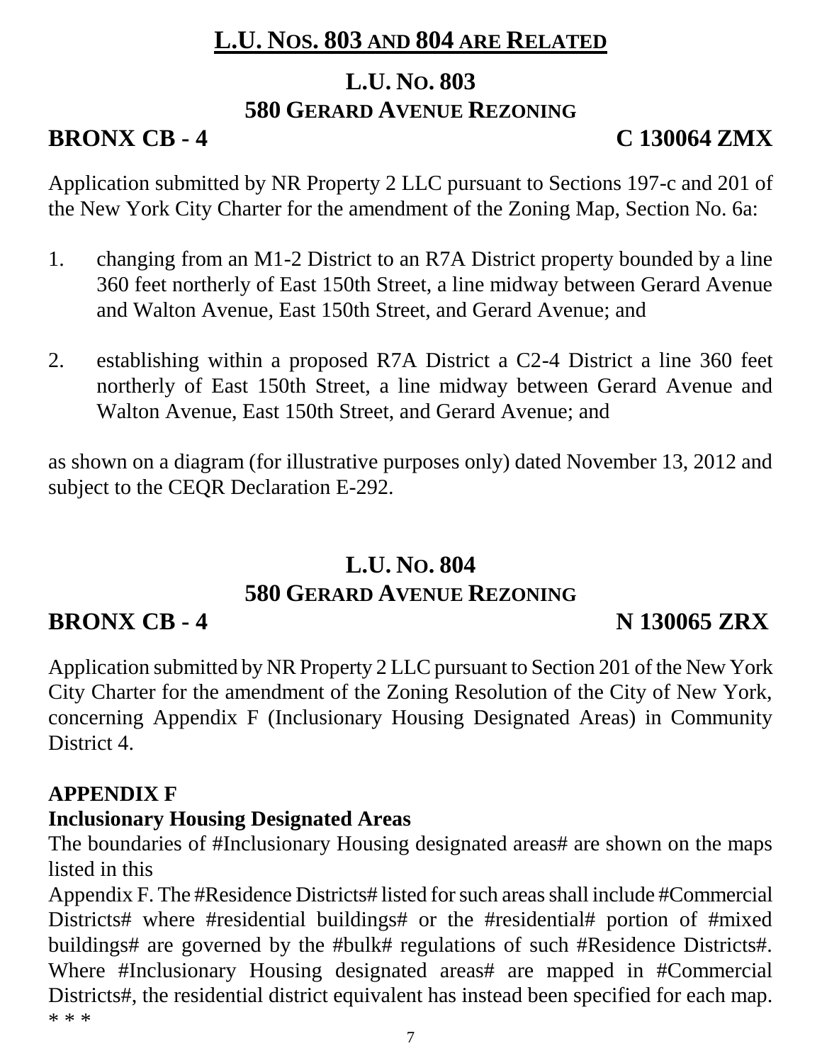## L.U. NOS. 803 AND 804 ARE RELATED

## L.U. NO. 803
## 580 GERARD AVENUE REZONING

**BRONX CB - 4** **C 130064 ZMX**

Application submitted by NR Property 2 LLC pursuant to Sections 197-c and 201 of the New York City Charter for the amendment of the Zoning Map, Section No. 6a:

1. changing from an M1-2 District to an R7A District property bounded by a line 360 feet northerly of East 150th Street, a line midway between Gerard Avenue and Walton Avenue, East 150th Street, and Gerard Avenue; and

2. establishing within a proposed R7A District a C2-4 District a line 360 feet northerly of East 150th Street, a line midway between Gerard Avenue and Walton Avenue, East 150th Street, and Gerard Avenue; and

as shown on a diagram (for illustrative purposes only) dated November 13, 2012 and subject to the CEQR Declaration E-292.

## L.U. NO. 804
## 580 GERARD AVENUE REZONING

**BRONX CB - 4** **N 130065 ZRX**

Application submitted by NR Property 2 LLC pursuant to Section 201 of the New York City Charter for the amendment of the Zoning Resolution of the City of New York, concerning Appendix F (Inclusionary Housing Designated Areas) in Community District 4.

**APPENDIX F**
**Inclusionary Housing Designated Areas**
The boundaries of #Inclusionary Housing designated areas# are shown on the maps listed in this
Appendix F. The #Residence Districts# listed for such areas shall include #Commercial Districts# where #residential buildings# or the #residential# portion of #mixed buildings# are governed by the #bulk# regulations of such #Residence Districts#. Where #Inclusionary Housing designated areas# are mapped in #Commercial Districts#, the residential district equivalent has instead been specified for each map.
* * *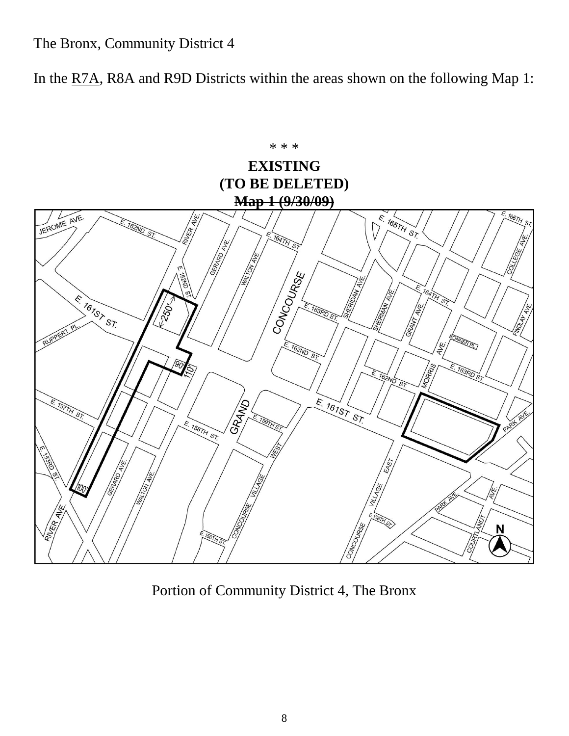The Bronx, Community District 4

In the <u>R7A</u>, R8A and R9D Districts within the areas shown on the following Map 1:

\* \* \*

**EXISTING**

**(TO BE DELETED)**

**~~Map 1 (9/30/09)~~**

~~Portion of Community District 4, The Bronx~~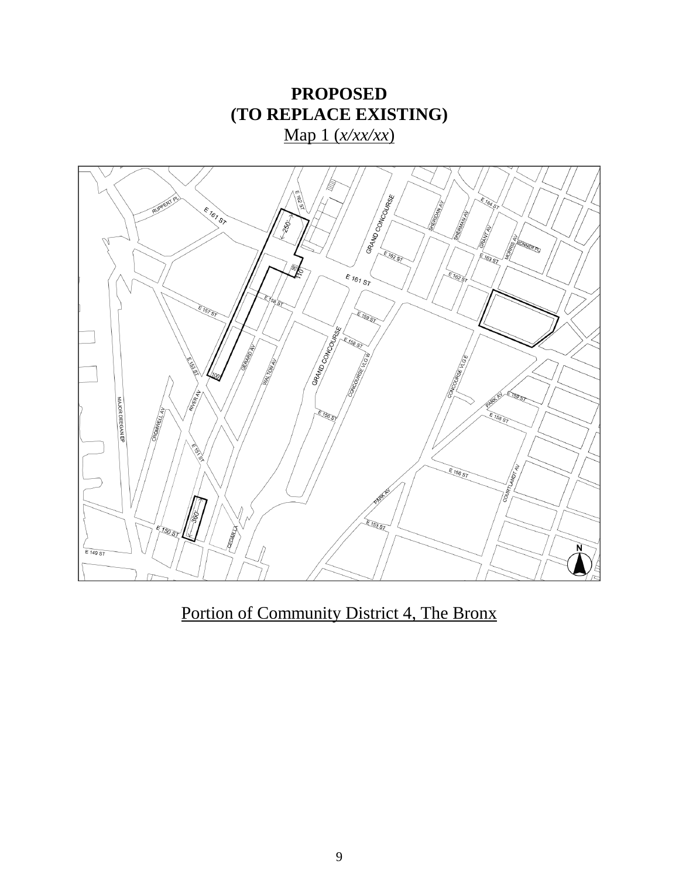**PROPOSED**
**(TO REPLACE EXISTING)**
Map 1 (*x/xx/xx*)

Portion of Community District 4, The Bronx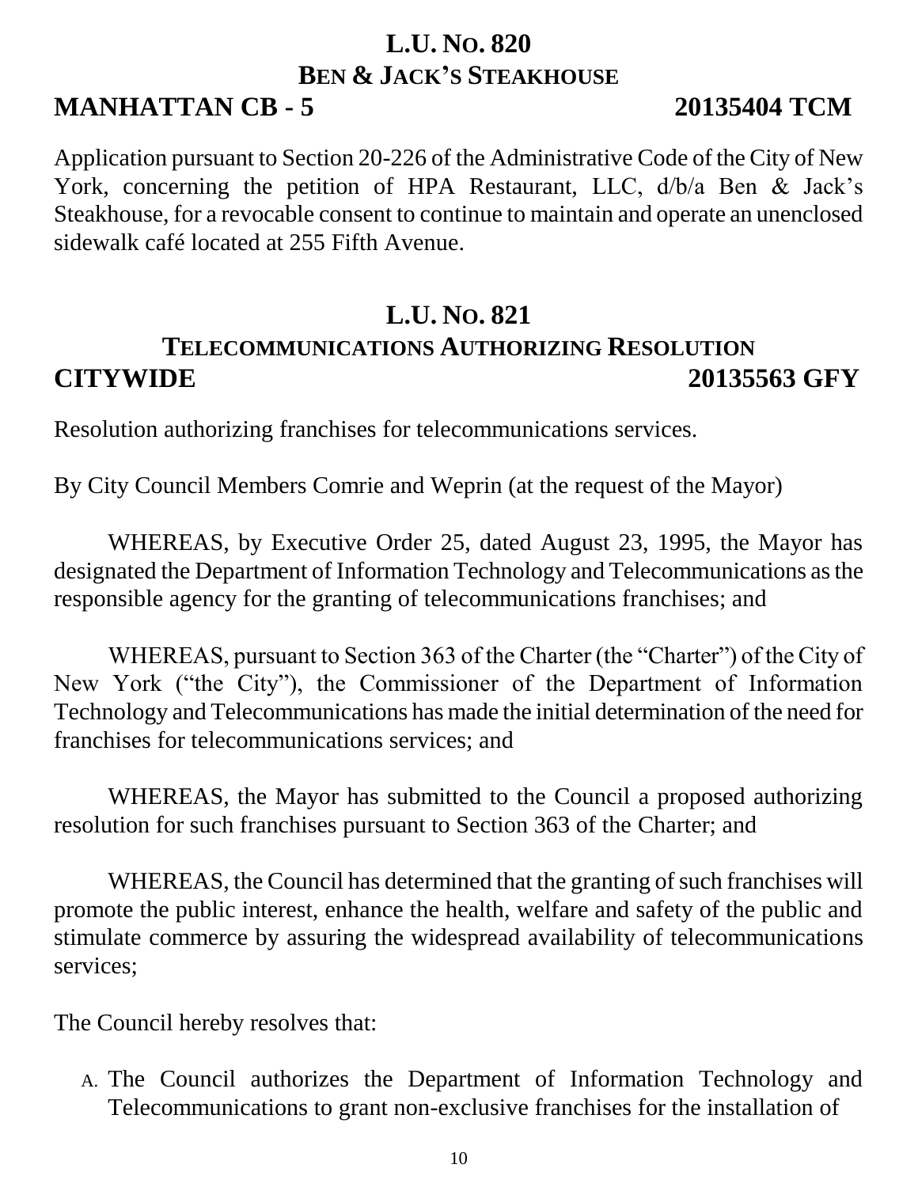## L.U. No. 820
### Ben & Jack's Steakhouse

**MANHATTAN CB - 5** **20135404 TCM**

Application pursuant to Section 20-226 of the Administrative Code of the City of New York, concerning the petition of HPA Restaurant, LLC, d/b/a Ben & Jack's Steakhouse, for a revocable consent to continue to maintain and operate an unenclosed sidewalk café located at 255 Fifth Avenue.

## L.U. No. 821
### Telecommunications Authorizing Resolution

**CITYWIDE** **20135563 GFY**

Resolution authorizing franchises for telecommunications services.

By City Council Members Comrie and Weprin (at the request of the Mayor)

WHEREAS, by Executive Order 25, dated August 23, 1995, the Mayor has designated the Department of Information Technology and Telecommunications as the responsible agency for the granting of telecommunications franchises; and

WHEREAS, pursuant to Section 363 of the Charter (the "Charter") of the City of New York ("the City"), the Commissioner of the Department of Information Technology and Telecommunications has made the initial determination of the need for franchises for telecommunications services; and

WHEREAS, the Mayor has submitted to the Council a proposed authorizing resolution for such franchises pursuant to Section 363 of the Charter; and

WHEREAS, the Council has determined that the granting of such franchises will promote the public interest, enhance the health, welfare and safety of the public and stimulate commerce by assuring the widespread availability of telecommunications services;

The Council hereby resolves that:

A. The Council authorizes the Department of Information Technology and Telecommunications to grant non-exclusive franchises for the installation of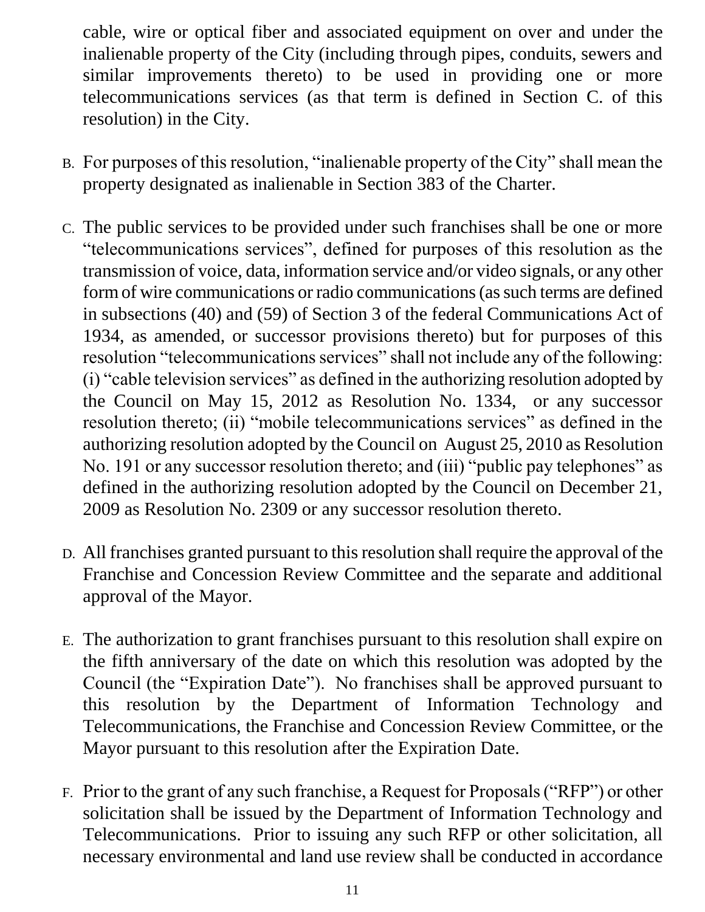cable, wire or optical fiber and associated equipment on over and under the inalienable property of the City (including through pipes, conduits, sewers and similar improvements thereto) to be used in providing one or more telecommunications services (as that term is defined in Section C. of this resolution) in the City.

B. For purposes of this resolution, "inalienable property of the City" shall mean the property designated as inalienable in Section 383 of the Charter.

C. The public services to be provided under such franchises shall be one or more "telecommunications services", defined for purposes of this resolution as the transmission of voice, data, information service and/or video signals, or any other form of wire communications or radio communications (as such terms are defined in subsections (40) and (59) of Section 3 of the federal Communications Act of 1934, as amended, or successor provisions thereto) but for purposes of this resolution "telecommunications services" shall not include any of the following: (i) "cable television services" as defined in the authorizing resolution adopted by the Council on May 15, 2012 as Resolution No. 1334, or any successor resolution thereto; (ii) "mobile telecommunications services" as defined in the authorizing resolution adopted by the Council on August 25, 2010 as Resolution No. 191 or any successor resolution thereto; and (iii) "public pay telephones" as defined in the authorizing resolution adopted by the Council on December 21, 2009 as Resolution No. 2309 or any successor resolution thereto.

D. All franchises granted pursuant to this resolution shall require the approval of the Franchise and Concession Review Committee and the separate and additional approval of the Mayor.

E. The authorization to grant franchises pursuant to this resolution shall expire on the fifth anniversary of the date on which this resolution was adopted by the Council (the "Expiration Date"). No franchises shall be approved pursuant to this resolution by the Department of Information Technology and Telecommunications, the Franchise and Concession Review Committee, or the Mayor pursuant to this resolution after the Expiration Date.

F. Prior to the grant of any such franchise, a Request for Proposals ("RFP") or other solicitation shall be issued by the Department of Information Technology and Telecommunications. Prior to issuing any such RFP or other solicitation, all necessary environmental and land use review shall be conducted in accordance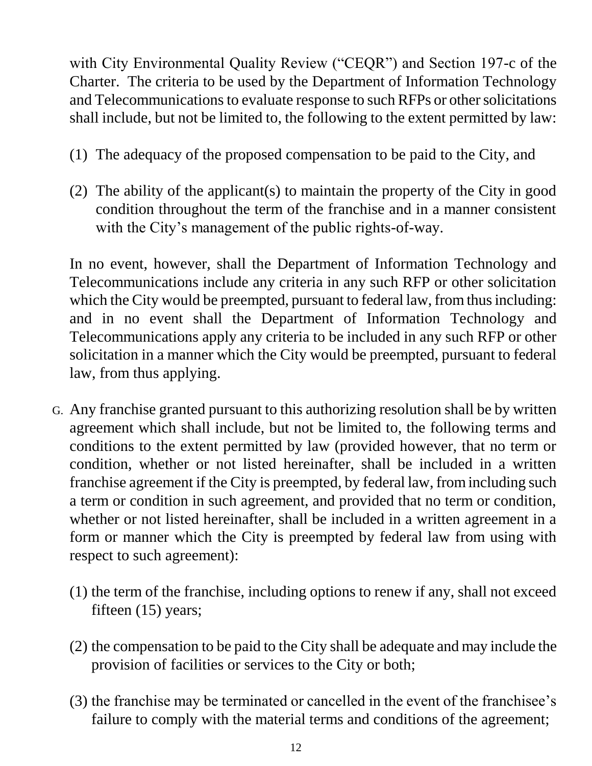with City Environmental Quality Review ("CEQR") and Section 197-c of the Charter. The criteria to be used by the Department of Information Technology and Telecommunications to evaluate response to such RFPs or other solicitations shall include, but not be limited to, the following to the extent permitted by law:

(1) The adequacy of the proposed compensation to be paid to the City, and

(2) The ability of the applicant(s) to maintain the property of the City in good condition throughout the term of the franchise and in a manner consistent with the City's management of the public rights-of-way.

In no event, however, shall the Department of Information Technology and Telecommunications include any criteria in any such RFP or other solicitation which the City would be preempted, pursuant to federal law, from thus including: and in no event shall the Department of Information Technology and Telecommunications apply any criteria to be included in any such RFP or other solicitation in a manner which the City would be preempted, pursuant to federal law, from thus applying.

G. Any franchise granted pursuant to this authorizing resolution shall be by written agreement which shall include, but not be limited to, the following terms and conditions to the extent permitted by law (provided however, that no term or condition, whether or not listed hereinafter, shall be included in a written franchise agreement if the City is preempted, by federal law, from including such a term or condition in such agreement, and provided that no term or condition, whether or not listed hereinafter, shall be included in a written agreement in a form or manner which the City is preempted by federal law from using with respect to such agreement):

(1) the term of the franchise, including options to renew if any, shall not exceed fifteen (15) years;

(2) the compensation to be paid to the City shall be adequate and may include the provision of facilities or services to the City or both;

(3) the franchise may be terminated or cancelled in the event of the franchisee's failure to comply with the material terms and conditions of the agreement;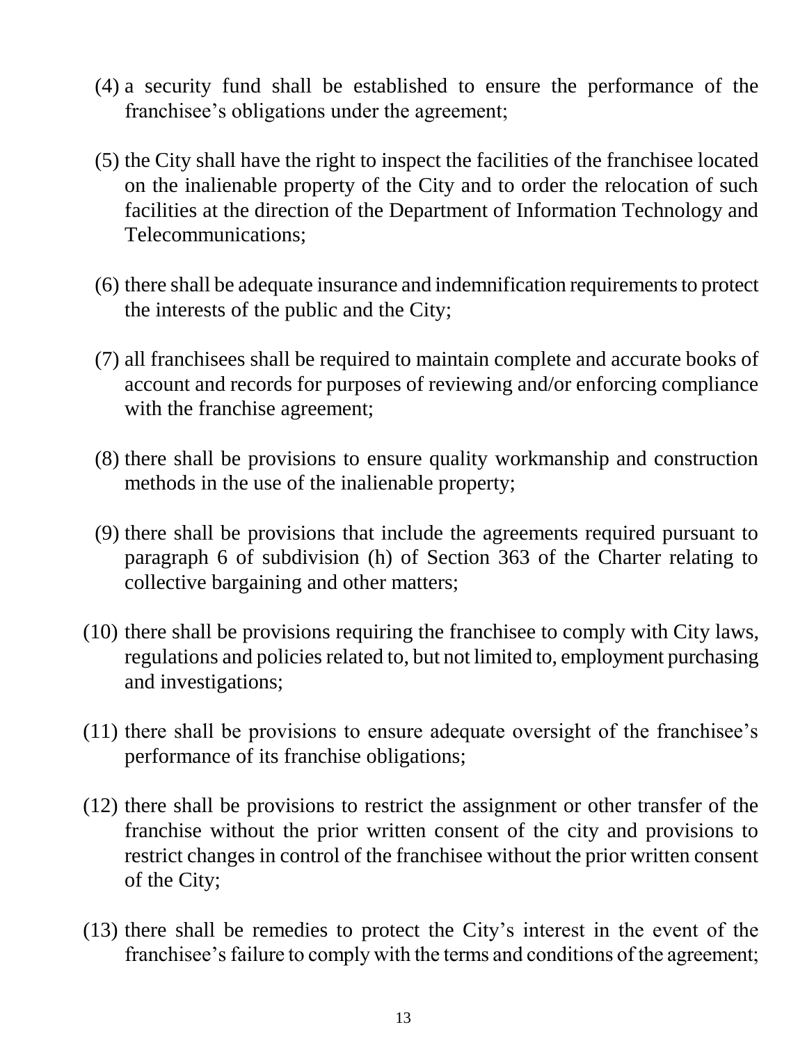(4) a security fund shall be established to ensure the performance of the franchisee's obligations under the agreement;

(5) the City shall have the right to inspect the facilities of the franchisee located on the inalienable property of the City and to order the relocation of such facilities at the direction of the Department of Information Technology and Telecommunications;

(6) there shall be adequate insurance and indemnification requirements to protect the interests of the public and the City;

(7) all franchisees shall be required to maintain complete and accurate books of account and records for purposes of reviewing and/or enforcing compliance with the franchise agreement;

(8) there shall be provisions to ensure quality workmanship and construction methods in the use of the inalienable property;

(9) there shall be provisions that include the agreements required pursuant to paragraph 6 of subdivision (h) of Section 363 of the Charter relating to collective bargaining and other matters;

(10) there shall be provisions requiring the franchisee to comply with City laws, regulations and policies related to, but not limited to, employment purchasing and investigations;

(11) there shall be provisions to ensure adequate oversight of the franchisee's performance of its franchise obligations;

(12) there shall be provisions to restrict the assignment or other transfer of the franchise without the prior written consent of the city and provisions to restrict changes in control of the franchisee without the prior written consent of the City;

(13) there shall be remedies to protect the City's interest in the event of the franchisee's failure to comply with the terms and conditions of the agreement;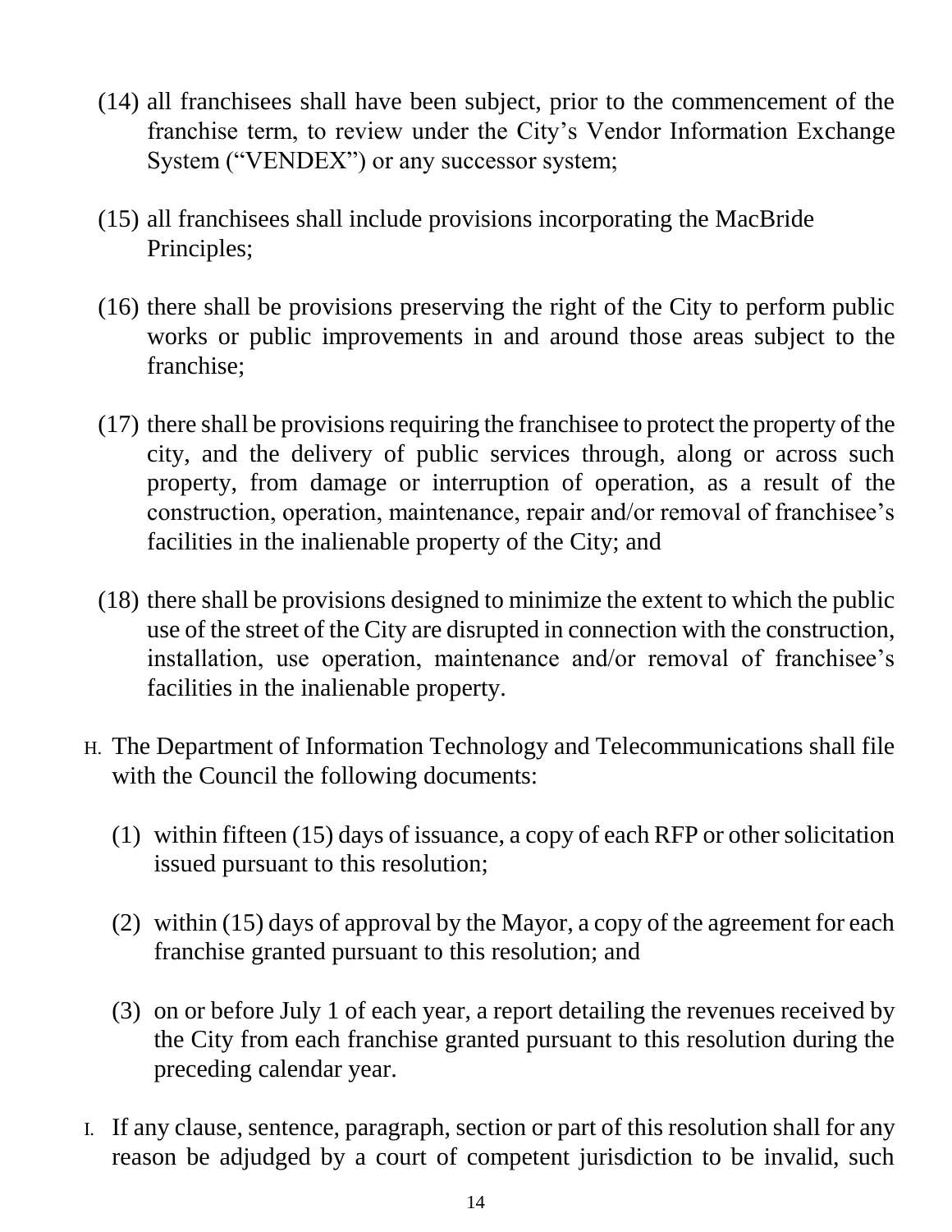(14) all franchisees shall have been subject, prior to the commencement of the franchise term, to review under the City's Vendor Information Exchange System ("VENDEX") or any successor system;

(15) all franchisees shall include provisions incorporating the MacBride Principles;

(16) there shall be provisions preserving the right of the City to perform public works or public improvements in and around those areas subject to the franchise;

(17) there shall be provisions requiring the franchisee to protect the property of the city, and the delivery of public services through, along or across such property, from damage or interruption of operation, as a result of the construction, operation, maintenance, repair and/or removal of franchisee's facilities in the inalienable property of the City; and

(18) there shall be provisions designed to minimize the extent to which the public use of the street of the City are disrupted in connection with the construction, installation, use operation, maintenance and/or removal of franchisee's facilities in the inalienable property.

H. The Department of Information Technology and Telecommunications shall file with the Council the following documents:

(1) within fifteen (15) days of issuance, a copy of each RFP or other solicitation issued pursuant to this resolution;

(2) within (15) days of approval by the Mayor, a copy of the agreement for each franchise granted pursuant to this resolution; and

(3) on or before July 1 of each year, a report detailing the revenues received by the City from each franchise granted pursuant to this resolution during the preceding calendar year.

I. If any clause, sentence, paragraph, section or part of this resolution shall for any reason be adjudged by a court of competent jurisdiction to be invalid, such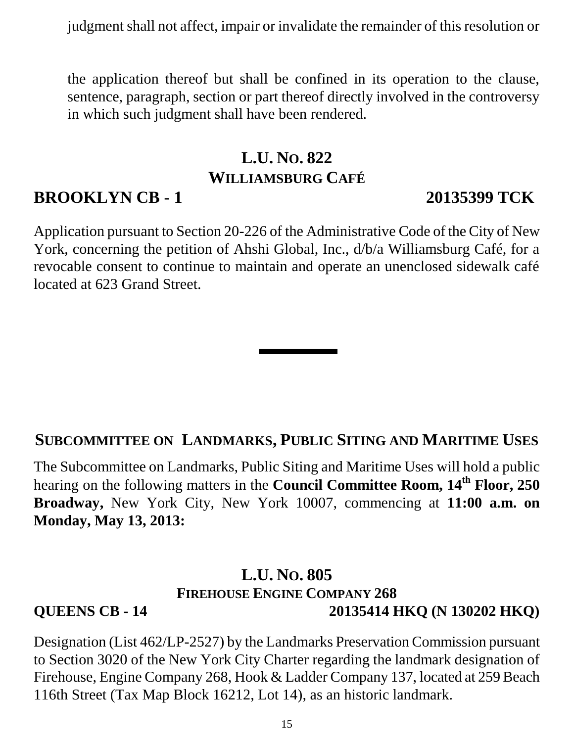judgment shall not affect, impair or invalidate the remainder of this resolution or

the application thereof but shall be confined in its operation to the clause, sentence, paragraph, section or part thereof directly involved in the controversy in which such judgment shall have been rendered.

## L.U. No. 822
### WILLIAMSBURG CAFÉ

**BROOKLYN CB - 1** **20135399 TCK**

Application pursuant to Section 20-226 of the Administrative Code of the City of New York, concerning the petition of Ahshi Global, Inc., d/b/a Williamsburg Café, for a revocable consent to continue to maintain and operate an unenclosed sidewalk café located at 623 Grand Street.

---

## SUBCOMMITTEE ON LANDMARKS, PUBLIC SITING AND MARITIME USES

The Subcommittee on Landmarks, Public Siting and Maritime Uses will hold a public hearing on the following matters in the **Council Committee Room, 14th Floor, 250 Broadway,** New York City, New York 10007, commencing at **11:00 a.m. on Monday, May 13, 2013:**

## L.U. No. 805
### FIREHOUSE ENGINE COMPANY 268

**QUEENS CB - 14** **20135414 HKQ (N 130202 HKQ)**

Designation (List 462/LP-2527) by the Landmarks Preservation Commission pursuant to Section 3020 of the New York City Charter regarding the landmark designation of Firehouse, Engine Company 268, Hook & Ladder Company 137, located at 259 Beach 116th Street (Tax Map Block 16212, Lot 14), as an historic landmark.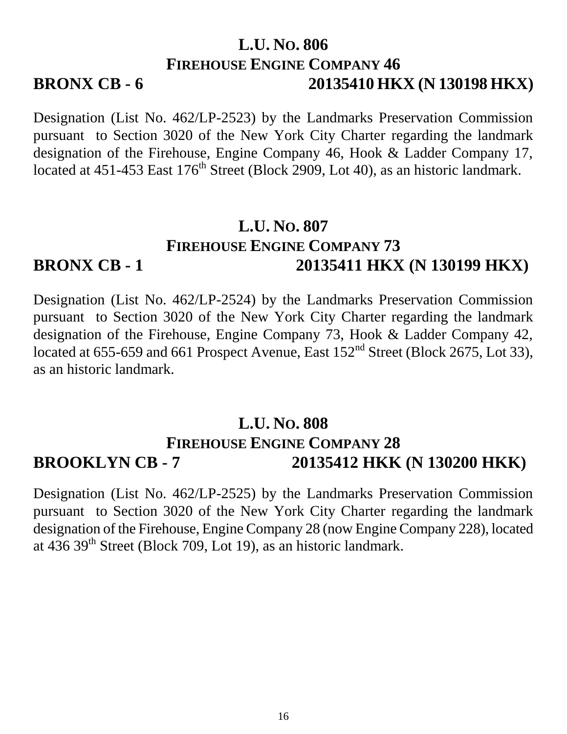## L.U. No. 806

### Firehouse Engine Company 46

**BRONX CB - 6** **20135410 HKX (N 130198 HKX)**

Designation (List No. 462/LP-2523) by the Landmarks Preservation Commission pursuant to Section 3020 of the New York City Charter regarding the landmark designation of the Firehouse, Engine Company 46, Hook & Ladder Company 17, located at 451-453 East 176th Street (Block 2909, Lot 40), as an historic landmark.

## L.U. No. 807

### Firehouse Engine Company 73

**BRONX CB - 1** **20135411 HKX (N 130199 HKX)**

Designation (List No. 462/LP-2524) by the Landmarks Preservation Commission pursuant to Section 3020 of the New York City Charter regarding the landmark designation of the Firehouse, Engine Company 73, Hook & Ladder Company 42, located at 655-659 and 661 Prospect Avenue, East 152nd Street (Block 2675, Lot 33), as an historic landmark.

## L.U. No. 808

### Firehouse Engine Company 28

**BROOKLYN CB - 7** **20135412 HKK (N 130200 HKK)**

Designation (List No. 462/LP-2525) by the Landmarks Preservation Commission pursuant to Section 3020 of the New York City Charter regarding the landmark designation of the Firehouse, Engine Company 28 (now Engine Company 228), located at 436 39th Street (Block 709, Lot 19), as an historic landmark.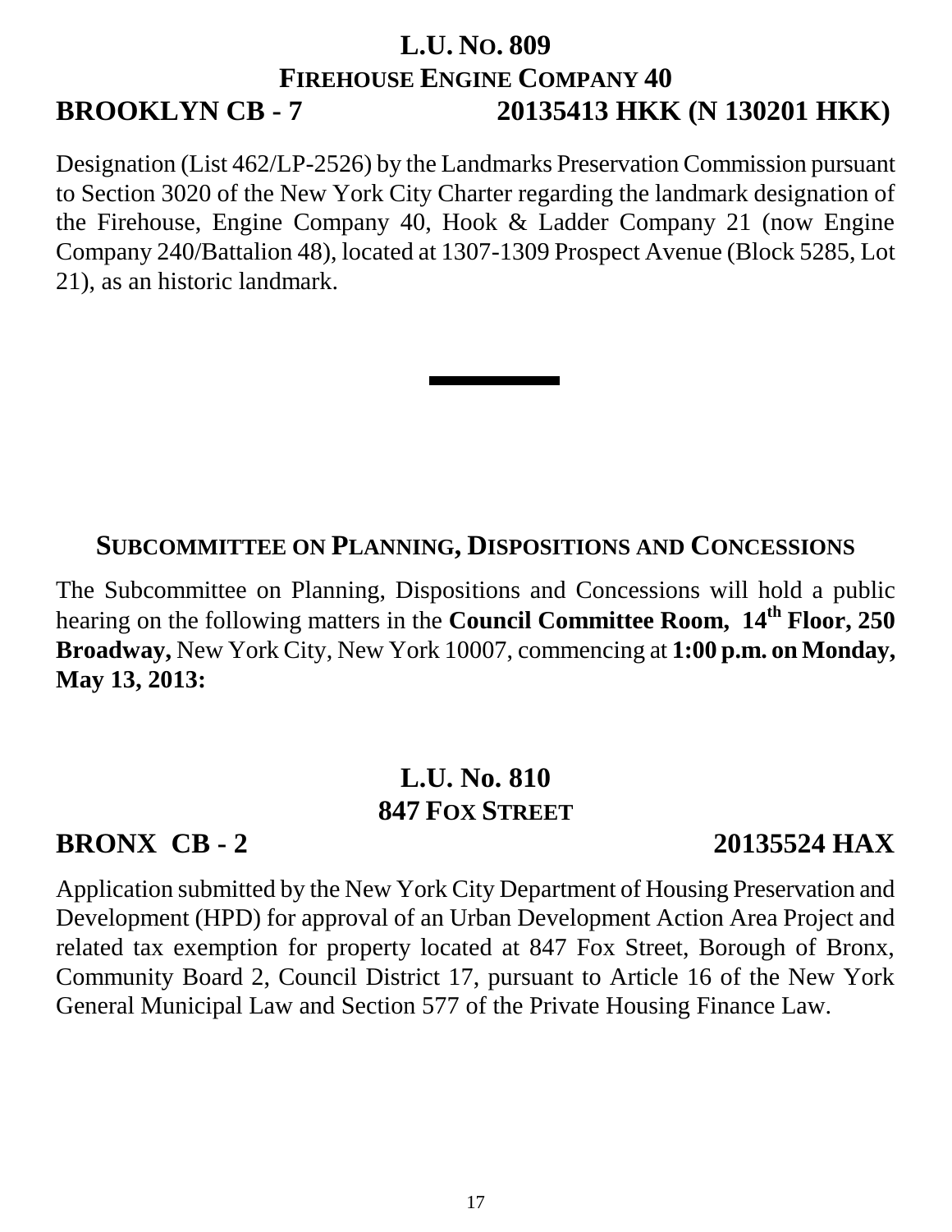## L.U. No. 809
## Firehouse Engine Company 40

**BROOKLYN CB - 7** **20135413 HKK (N 130201 HKK)**

Designation (List 462/LP-2526) by the Landmarks Preservation Commission pursuant to Section 3020 of the New York City Charter regarding the landmark designation of the Firehouse, Engine Company 40, Hook & Ladder Company 21 (now Engine Company 240/Battalion 48), located at 1307-1309 Prospect Avenue (Block 5285, Lot 21), as an historic landmark.

---

## Subcommittee on Planning, Dispositions and Concessions

The Subcommittee on Planning, Dispositions and Concessions will hold a public hearing on the following matters in the **Council Committee Room, 14th Floor, 250 Broadway,** New York City, New York 10007, commencing at **1:00 p.m. on Monday, May 13, 2013:**

## L.U. No. 810
## 847 Fox Street

**BRONX CB - 2** **20135524 HAX**

Application submitted by the New York City Department of Housing Preservation and Development (HPD) for approval of an Urban Development Action Area Project and related tax exemption for property located at 847 Fox Street, Borough of Bronx, Community Board 2, Council District 17, pursuant to Article 16 of the New York General Municipal Law and Section 577 of the Private Housing Finance Law.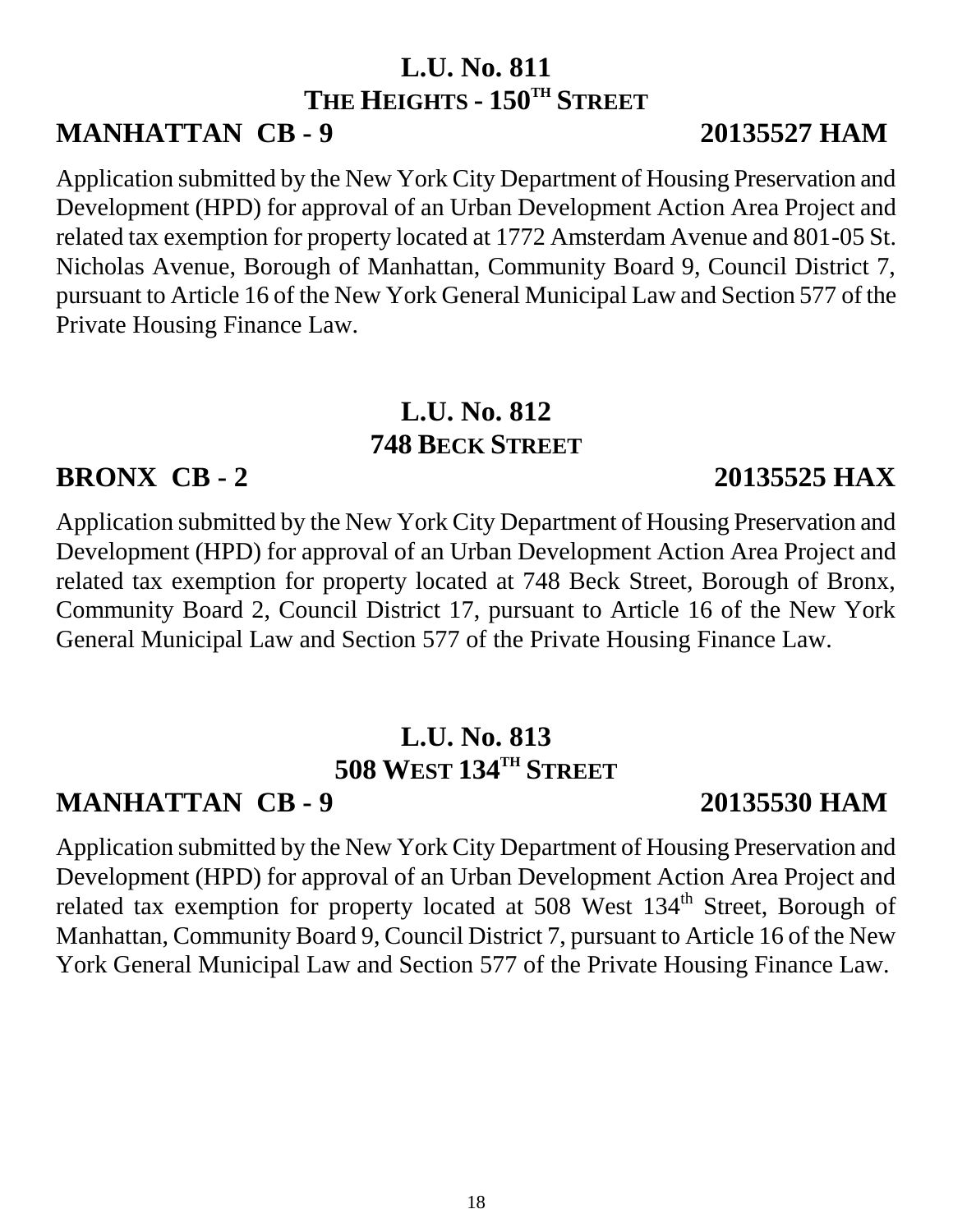## L.U. No. 811
## THE HEIGHTS - 150TH STREET

**MANHATTAN CB - 9** **20135527 HAM**

Application submitted by the New York City Department of Housing Preservation and Development (HPD) for approval of an Urban Development Action Area Project and related tax exemption for property located at 1772 Amsterdam Avenue and 801-05 St. Nicholas Avenue, Borough of Manhattan, Community Board 9, Council District 7, pursuant to Article 16 of the New York General Municipal Law and Section 577 of the Private Housing Finance Law.

## L.U. No. 812
## 748 BECK STREET

**BRONX CB - 2** **20135525 HAX**

Application submitted by the New York City Department of Housing Preservation and Development (HPD) for approval of an Urban Development Action Area Project and related tax exemption for property located at 748 Beck Street, Borough of Bronx, Community Board 2, Council District 17, pursuant to Article 16 of the New York General Municipal Law and Section 577 of the Private Housing Finance Law.

## L.U. No. 813
## 508 WEST 134TH STREET

**MANHATTAN CB - 9** **20135530 HAM**

Application submitted by the New York City Department of Housing Preservation and Development (HPD) for approval of an Urban Development Action Area Project and related tax exemption for property located at 508 West 134th Street, Borough of Manhattan, Community Board 9, Council District 7, pursuant to Article 16 of the New York General Municipal Law and Section 577 of the Private Housing Finance Law.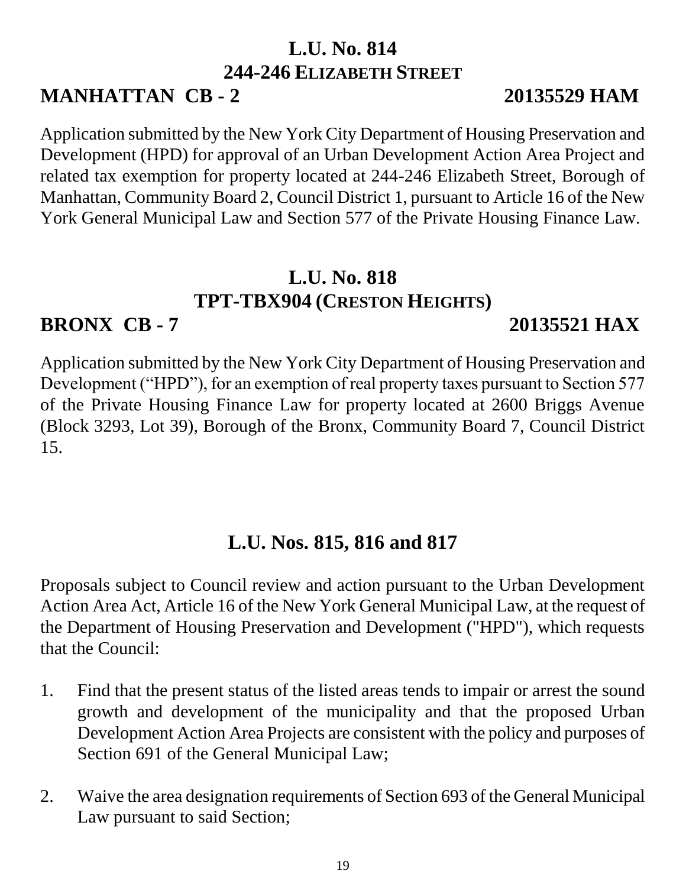## L.U. No. 814
## 244-246 ELIZABETH STREET

**MANHATTAN CB - 2** **20135529 HAM**

Application submitted by the New York City Department of Housing Preservation and Development (HPD) for approval of an Urban Development Action Area Project and related tax exemption for property located at 244-246 Elizabeth Street, Borough of Manhattan, Community Board 2, Council District 1, pursuant to Article 16 of the New York General Municipal Law and Section 577 of the Private Housing Finance Law.

## L.U. No. 818
## TPT-TBX904 (CRESTON HEIGHTS)

**BRONX CB - 7** **20135521 HAX**

Application submitted by the New York City Department of Housing Preservation and Development ("HPD"), for an exemption of real property taxes pursuant to Section 577 of the Private Housing Finance Law for property located at 2600 Briggs Avenue (Block 3293, Lot 39), Borough of the Bronx, Community Board 7, Council District 15.

## L.U. Nos. 815, 816 and 817

Proposals subject to Council review and action pursuant to the Urban Development Action Area Act, Article 16 of the New York General Municipal Law, at the request of the Department of Housing Preservation and Development ("HPD"), which requests that the Council:

1. Find that the present status of the listed areas tends to impair or arrest the sound growth and development of the municipality and that the proposed Urban Development Action Area Projects are consistent with the policy and purposes of Section 691 of the General Municipal Law;

2. Waive the area designation requirements of Section 693 of the General Municipal Law pursuant to said Section;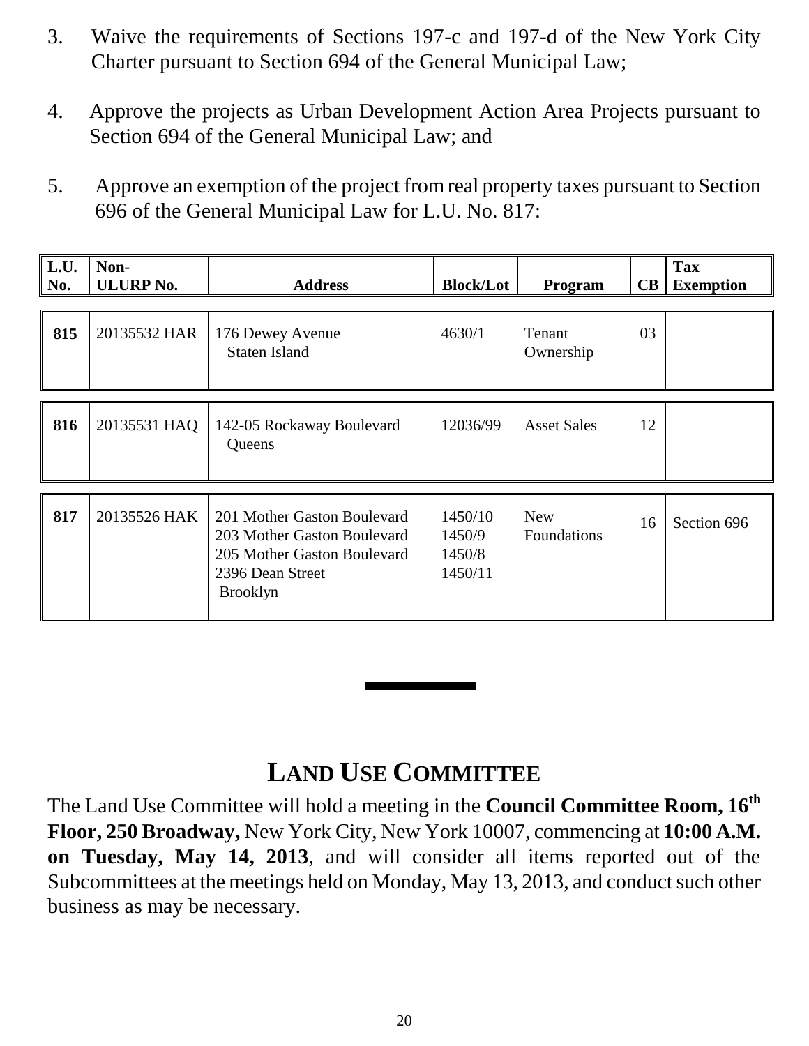3. Waive the requirements of Sections 197-c and 197-d of the New York City Charter pursuant to Section 694 of the General Municipal Law;

4. Approve the projects as Urban Development Action Area Projects pursuant to Section 694 of the General Municipal Law; and

5. Approve an exemption of the project from real property taxes pursuant to Section 696 of the General Municipal Law for L.U. No. 817:

| L.U. No. | Non-ULURP No. | Address | Block/Lot | Program | CB | Tax Exemption |
|---|---|---|---|---|---|---|
| **815** | 20135532 HAR | 176 Dewey Avenue Staten Island | 4630/1 | Tenant Ownership | 03 | |
| **816** | 20135531 HAQ | 142-05 Rockaway Boulevard Queens | 12036/99 | Asset Sales | 12 | |
| **817** | 20135526 HAK | 201 Mother Gaston Boulevard<br>203 Mother Gaston Boulevard<br>205 Mother Gaston Boulevard<br>2396 Dean Street<br>Brooklyn | 1450/10<br>1450/9<br>1450/8<br>1450/11 | New Foundations | 16 | Section 696 |

## LAND USE COMMITTEE

The Land Use Committee will hold a meeting in the **Council Committee Room, 16th Floor, 250 Broadway,** New York City, New York 10007, commencing at **10:00 A.M. on Tuesday, May 14, 2013**, and will consider all items reported out of the Subcommittees at the meetings held on Monday, May 13, 2013, and conduct such other business as may be necessary.